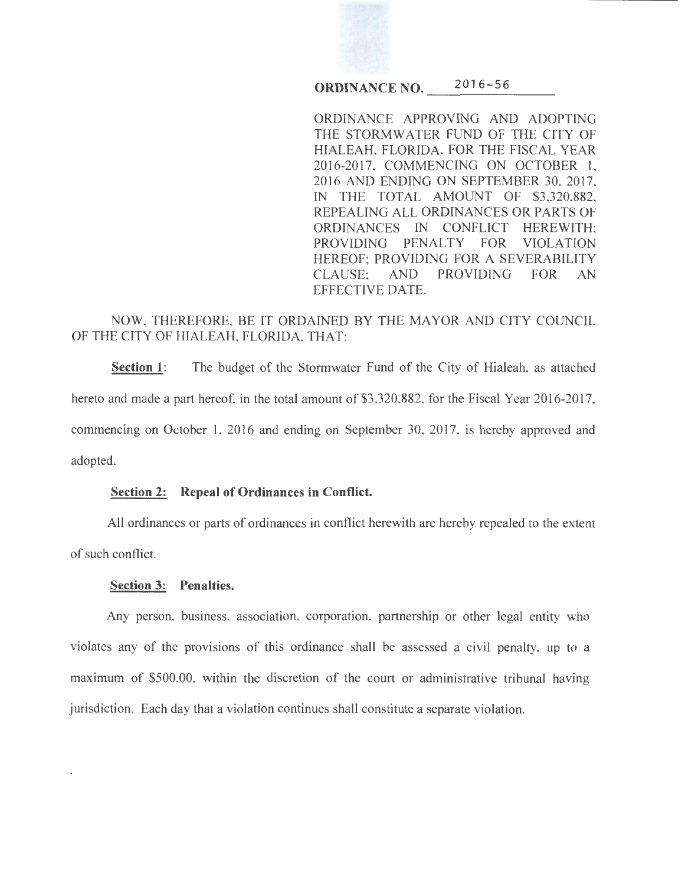**ORDINANCE NO. 2016-56**

ORDINANCE APPROVING AND ADOPTING THE STORMWATER FUND OF THE CITY OF HIALEAH, FLORIDA, FOR THE FISCAL YEAR 2016-2017, COMMENCING ON OCTOBER 1, 2016 AND ENDING ON SEPTEMBER 30, 2017, IN THE TOTAL AMOUNT OF $3,320,882, REPEALING ALL ORDINANCES OR PARTS OF ORDINANCES IN CONFLICT HEREWITH; PROVIDING PENALTY FOR VIOLATION HEREOF; PROVIDING FOR A SEVERABILITY CLAUSE; AND PROVIDING FOR AN EFFECTIVE DATE.

NOW, THEREFORE, BE IT ORDAINED BY THE MAYOR AND CITY COUNCIL OF THE CITY OF HIALEAH, FLORIDA, THAT:

**Section 1**: The budget of the Stormwater Fund of the City of Hialeah, as attached hereto and made a part hereof, in the total amount of $3,320,882, for the Fiscal Year 2016-2017, commencing on October 1, 2016 and ending on September 30, 2017, is hereby approved and adopted.

**Section 2: Repeal of Ordinances in Conflict.**

All ordinances or parts of ordinances in conflict herewith are hereby repealed to the extent of such conflict.

**Section 3: Penalties.**

Any person, business, association, corporation, partnership or other legal entity who violates any of the provisions of this ordinance shall be assessed a civil penalty, up to a maximum of $500.00, within the discretion of the court or administrative tribunal having jurisdiction. Each day that a violation continues shall constitute a separate violation.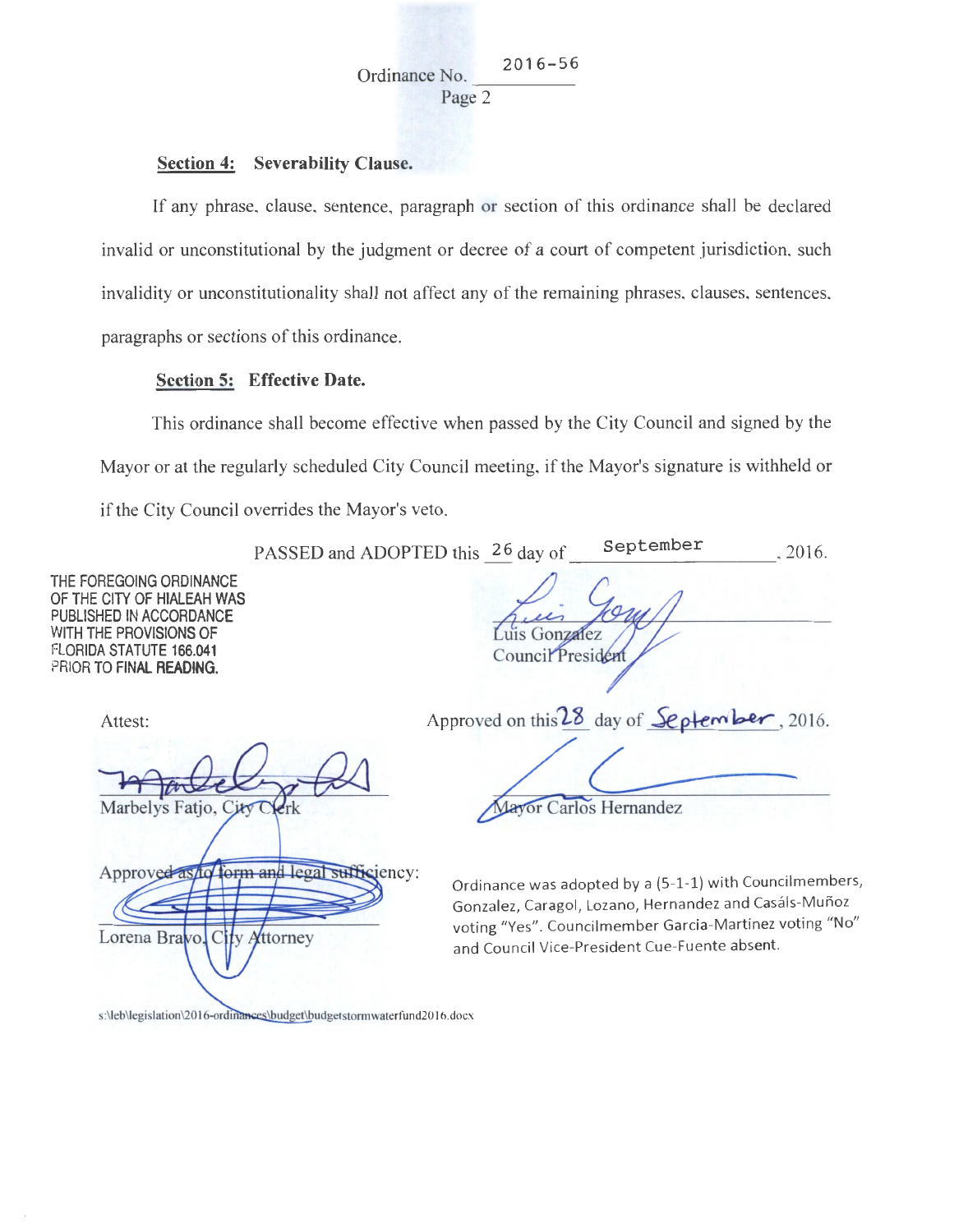Ordinance No. 2016-56

**Section 4: Severability Clause.**

If any phrase, clause, sentence, paragraph or section of this ordinance shall be declared invalid or unconstitutional by the judgment or decree of a court of competent jurisdiction, such invalidity or unconstitutionality shall not affect any of the remaining phrases, clauses, sentences, paragraphs or sections of this ordinance.

**Section 5: Effective Date.**

This ordinance shall become effective when passed by the City Council and signed by the Mayor or at the regularly scheduled City Council meeting, if the Mayor's signature is withheld or if the City Council overrides the Mayor's veto.

PASSED and ADOPTED this 26 day of September, 2016.

THE FOREGOING ORDINANCE OF THE CITY OF HIALEAH WAS PUBLISHED IN ACCORDANCE WITH THE PROVISIONS OF FLORIDA STATUTE 166.041 PRIOR TO FINAL READING.

Luis Gonzalez
Council President

Attest:

Marbelys Fatjo, City Clerk

Approved on this 28 day of September, 2016.

Mayor Carlos Hernandez

Approved as to form and legal sufficiency:

Lorena Bravo, City Attorney

Ordinance was adopted by a (5-1-1) with Councilmembers, Gonzalez, Caragol, Lozano, Hernandez and Casáls-Muñoz voting "Yes". Councilmember Garcia-Martinez voting "No" and Council Vice-President Cue-Fuente absent.

s:\leb\legislation\2016-ordinances\budget\budgetstormwaterfund2016.docx